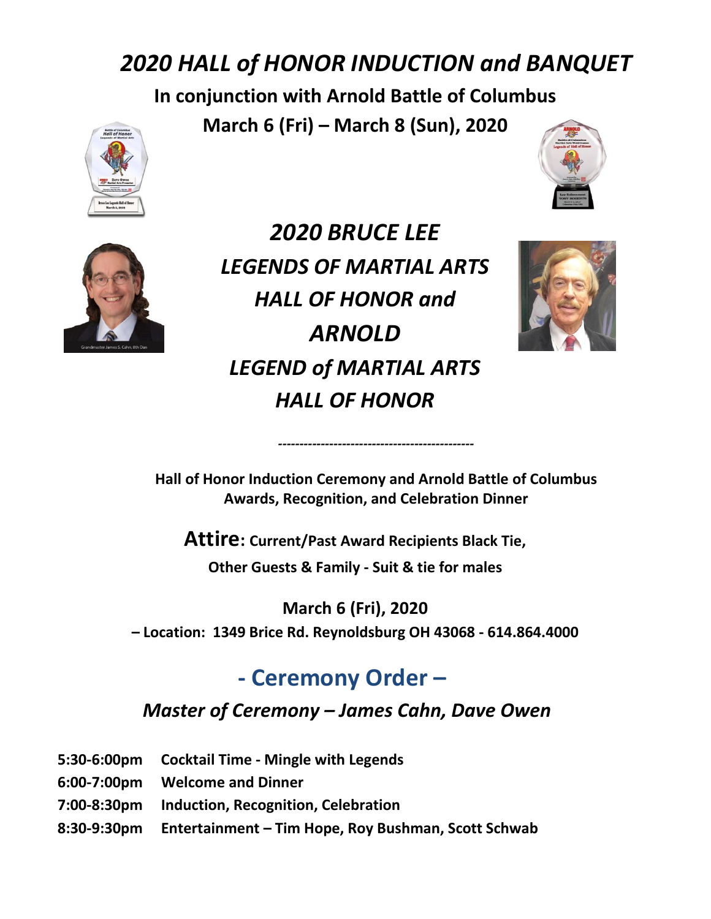# *2020 HALL of HONOR INDUCTION and BANQUET*

**In conjunction with Arnold Battle of Columbus**

**March 6 (Fri) – March 8 (Sun), 2020**

## *2020 BRUCE LEE LEGENDS OF MARTIAL ARTS HALL OF HONOR and ARNOLD LEGEND of MARTIAL ARTS HALL OF HONOR*

---

**Hall of Honor Induction Ceremony and Arnold Battle of Columbus Awards, Recognition, and Celebration Dinner**

**Attire: Current/Past Award Recipients Black Tie, Other Guests & Family - Suit & tie for males**

**March 6 (Fri), 2020**

**– Location: 1349 Brice Rd. Reynoldsburg OH 43068 - 614.864.4000**

## - Ceremony Order –

***Master of Ceremony – James Cahn, Dave Owen***

| | |
|---|---|
| **5:30-6:00pm** | **Cocktail Time - Mingle with Legends** |
| **6:00-7:00pm** | **Welcome and Dinner** |
| **7:00-8:30pm** | **Induction, Recognition, Celebration** |
| **8:30-9:30pm** | **Entertainment – Tim Hope, Roy Bushman, Scott Schwab** |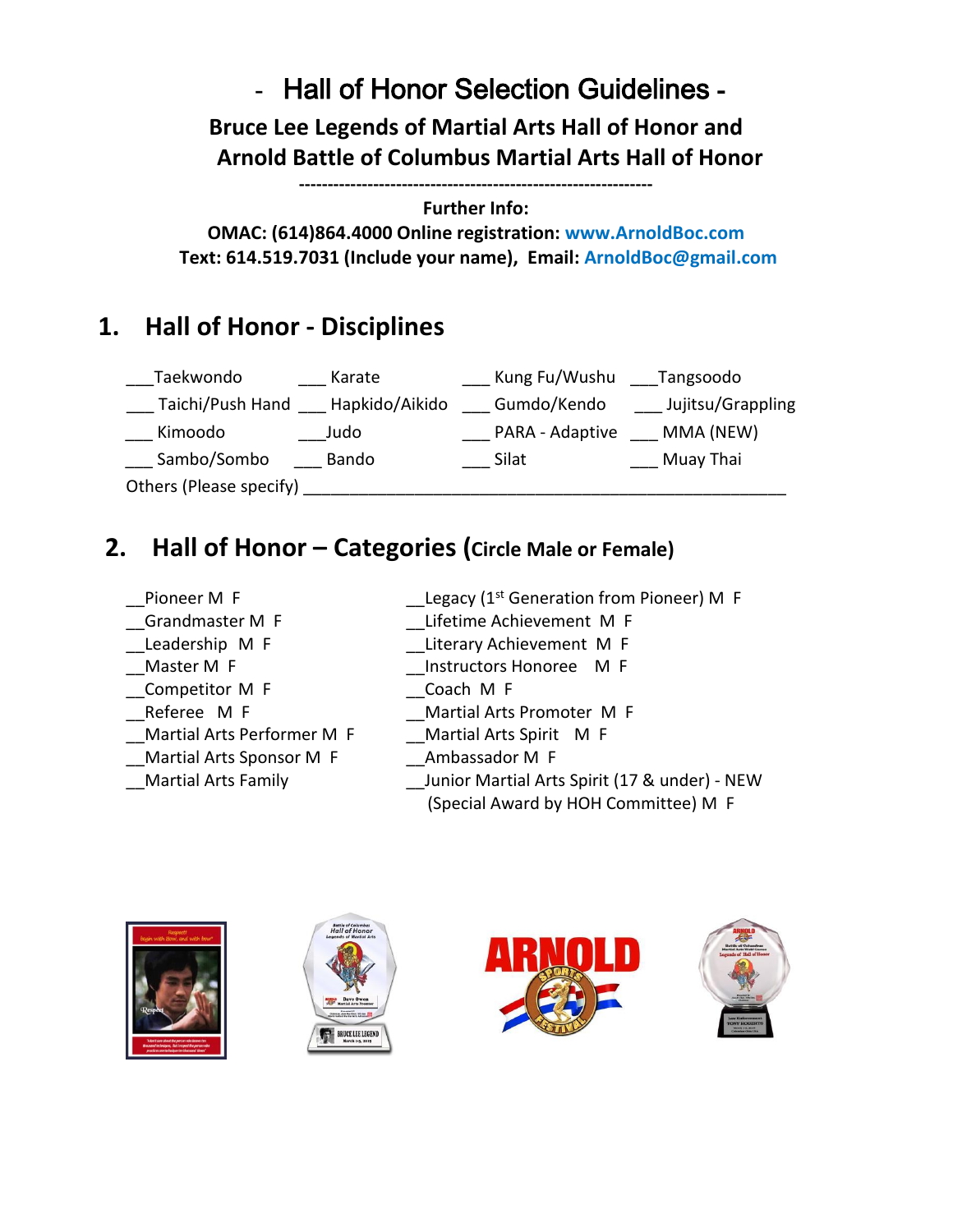# - Hall of Honor Selection Guidelines -

**Bruce Lee Legends of Martial Arts Hall of Honor and Arnold Battle of Columbus Martial Arts Hall of Honor**

---

**Further Info:**

**OMAC: (614)864.4000 Online registration: www.ArnoldBoc.com**
**Text: 614.519.7031 (Include your name), Email: ArnoldBoc@gmail.com**

## 1. Hall of Honor - Disciplines

| | | | |
|---|---|---|---|
| ___Taekwondo | ___ Karate | ___ Kung Fu/Wushu | ___Tangsoodo |
| ___ Taichi/Push Hand | ___ Hapkido/Aikido | ___ Gumdo/Kendo | ___ Jujitsu/Grappling |
| ___ Kimoodo | ___Judo | ___ PARA - Adaptive | ___ MMA (NEW) |
| ___ Sambo/Sombo | ___ Bando | ___ Silat | ___ Muay Thai |

Others (Please specify) ___________________________________________________

## 2. Hall of Honor – Categories (Circle Male or Female)

| | |
|---|---|
| __Pioneer M F | __Legacy (1st Generation from Pioneer) M F |
| __Grandmaster M F | __Lifetime Achievement M F |
| __Leadership M F | __Literary Achievement M F |
| __Master M F | __Instructors Honoree M F |
| __Competitor M F | __Coach M F |
| __Referee M F | __Martial Arts Promoter M F |
| __Martial Arts Performer M F | __Martial Arts Spirit M F |
| __Martial Arts Sponsor M F | __Ambassador M F |
| __Martial Arts Family | __Junior Martial Arts Spirit (17 & under) - NEW (Special Award by HOH Committee) M F |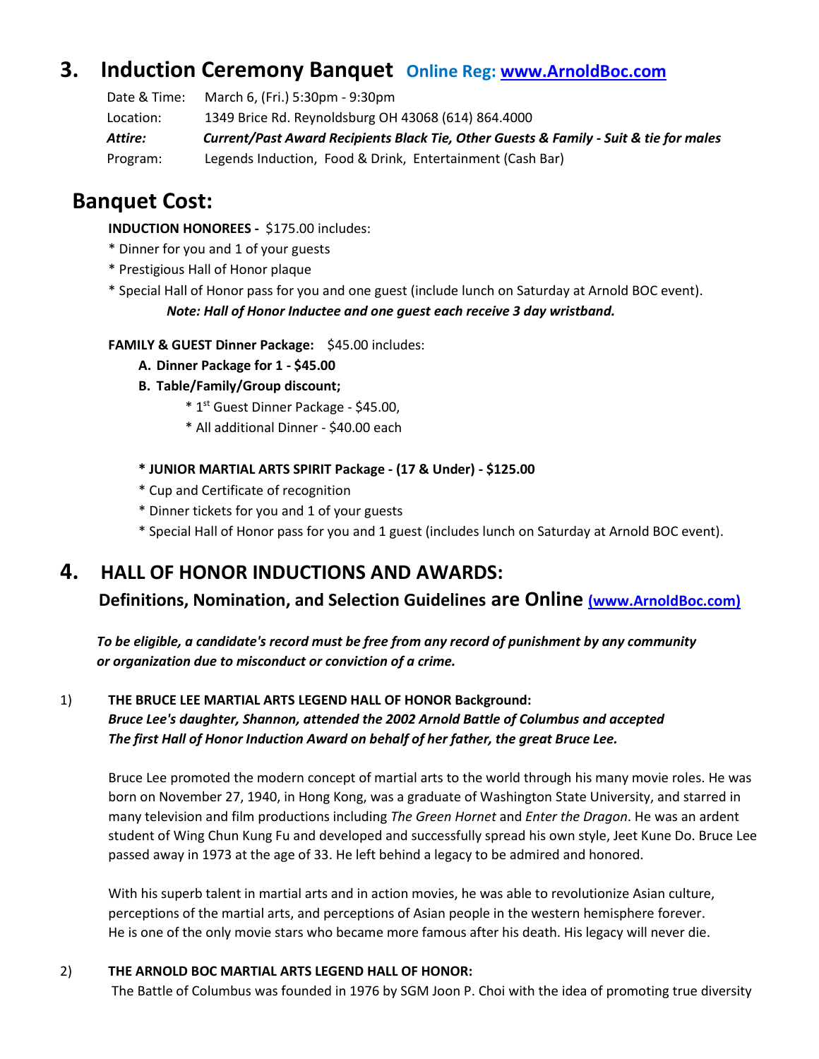## 3. Induction Ceremony Banquet **Online Reg: [www.ArnoldBoc.com](http://www.ArnoldBoc.com)**

Date & Time: March 6, (Fri.) 5:30pm - 9:30pm

Location: 1349 Brice Rd. Reynoldsburg OH 43068 (614) 864.4000

***Attire:*** ***Current/Past Award Recipients Black Tie, Other Guests & Family - Suit & tie for males***

Program: Legends Induction, Food & Drink, Entertainment (Cash Bar)

## Banquet Cost:

**INDUCTION HONOREES -** $175.00 includes:

* Dinner for you and 1 of your guests
* Prestigious Hall of Honor plaque
* Special Hall of Honor pass for you and one guest (include lunch on Saturday at Arnold BOC event).

***Note: Hall of Honor Inductee and one guest each receive 3 day wristband.***

**FAMILY & GUEST Dinner Package:** $45.00 includes:

A. **Dinner Package for 1 - $45.00**

B. **Table/Family/Group discount;**

* 1st Guest Dinner Package - $45.00,
* All additional Dinner - $40.00 each

**\* JUNIOR MARTIAL ARTS SPIRIT Package - (17 & Under) - $125.00**

* Cup and Certificate of recognition
* Dinner tickets for you and 1 of your guests
* Special Hall of Honor pass for you and 1 guest (includes lunch on Saturday at Arnold BOC event).

## 4. HALL OF HONOR INDUCTIONS AND AWARDS:

### Definitions, Nomination, and Selection Guidelines are Online [(www.ArnoldBoc.com)](http://www.ArnoldBoc.com)

***To be eligible, a candidate's record must be free from any record of punishment by any community or organization due to misconduct or conviction of a crime.***

1) **THE BRUCE LEE MARTIAL ARTS LEGEND HALL OF HONOR Background:**
***Bruce Lee's daughter, Shannon, attended the 2002 Arnold Battle of Columbus and accepted The first Hall of Honor Induction Award on behalf of her father, the great Bruce Lee.***

Bruce Lee promoted the modern concept of martial arts to the world through his many movie roles. He was born on November 27, 1940, in Hong Kong, was a graduate of Washington State University, and starred in many television and film productions including *The Green Hornet* and *Enter the Dragon*. He was an ardent student of Wing Chun Kung Fu and developed and successfully spread his own style, Jeet Kune Do. Bruce Lee passed away in 1973 at the age of 33. He left behind a legacy to be admired and honored.

With his superb talent in martial arts and in action movies, he was able to revolutionize Asian culture, perceptions of the martial arts, and perceptions of Asian people in the western hemisphere forever. He is one of the only movie stars who became more famous after his death. His legacy will never die.

2) **THE ARNOLD BOC MARTIAL ARTS LEGEND HALL OF HONOR:**
The Battle of Columbus was founded in 1976 by SGM Joon P. Choi with the idea of promoting true diversity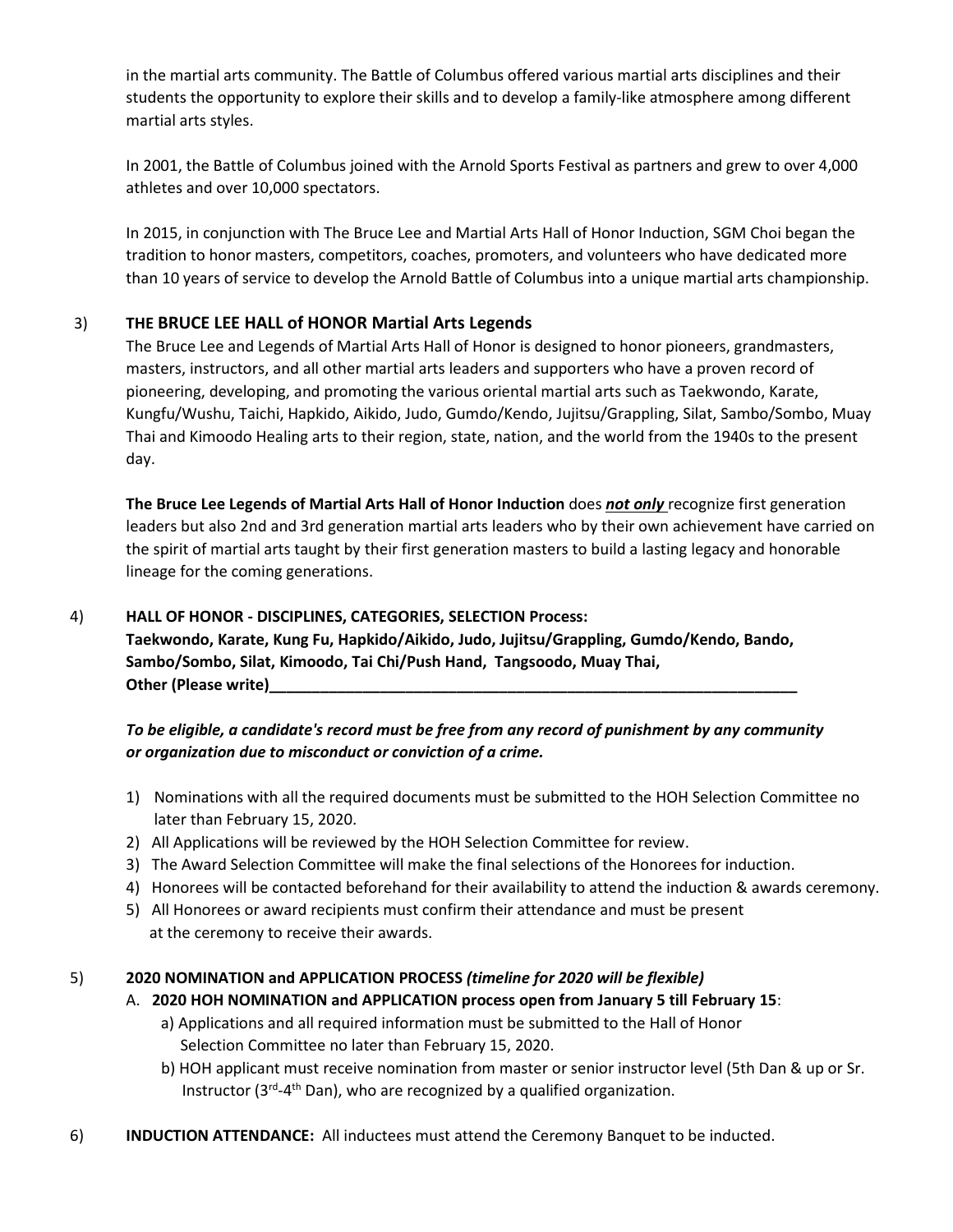in the martial arts community. The Battle of Columbus offered various martial arts disciplines and their students the opportunity to explore their skills and to develop a family-like atmosphere among different martial arts styles.

In 2001, the Battle of Columbus joined with the Arnold Sports Festival as partners and grew to over 4,000 athletes and over 10,000 spectators.

In 2015, in conjunction with The Bruce Lee and Martial Arts Hall of Honor Induction, SGM Choi began the tradition to honor masters, competitors, coaches, promoters, and volunteers who have dedicated more than 10 years of service to develop the Arnold Battle of Columbus into a unique martial arts championship.

3) **THE BRUCE LEE HALL of HONOR Martial Arts Legends**

The Bruce Lee and Legends of Martial Arts Hall of Honor is designed to honor pioneers, grandmasters, masters, instructors, and all other martial arts leaders and supporters who have a proven record of pioneering, developing, and promoting the various oriental martial arts such as Taekwondo, Karate, Kungfu/Wushu, Taichi, Hapkido, Aikido, Judo, Gumdo/Kendo, Jujitsu/Grappling, Silat, Sambo/Sombo, Muay Thai and Kimoodo Healing arts to their region, state, nation, and the world from the 1940s to the present day.

**The Bruce Lee Legends of Martial Arts Hall of Honor Induction** does ***not only*** recognize first generation leaders but also 2nd and 3rd generation martial arts leaders who by their own achievement have carried on the spirit of martial arts taught by their first generation masters to build a lasting legacy and honorable lineage for the coming generations.

4) **HALL OF HONOR - DISCIPLINES, CATEGORIES, SELECTION Process:**
**Taekwondo, Karate, Kung Fu, Hapkido/Aikido, Judo, Jujitsu/Grappling, Gumdo/Kendo, Bando, Sambo/Sombo, Silat, Kimoodo, Tai Chi/Push Hand, Tangsoodo, Muay Thai,**
**Other (Please write)_______________________________________________________________**

***To be eligible, a candidate's record must be free from any record of punishment by any community or organization due to misconduct or conviction of a crime.***

1) Nominations with all the required documents must be submitted to the HOH Selection Committee no later than February 15, 2020.
2) All Applications will be reviewed by the HOH Selection Committee for review.
3) The Award Selection Committee will make the final selections of the Honorees for induction.
4) Honorees will be contacted beforehand for their availability to attend the induction & awards ceremony.
5) All Honorees or award recipients must confirm their attendance and must be present at the ceremony to receive their awards.

5) **2020 NOMINATION and APPLICATION PROCESS** ***(timeline for 2020 will be flexible)***

A. **2020 HOH NOMINATION and APPLICATION process open from January 5 till February 15**:

a) Applications and all required information must be submitted to the Hall of Honor Selection Committee no later than February 15, 2020.

b) HOH applicant must receive nomination from master or senior instructor level (5th Dan & up or Sr. Instructor (3rd-4th Dan), who are recognized by a qualified organization.

6) **INDUCTION ATTENDANCE:** All inductees must attend the Ceremony Banquet to be inducted.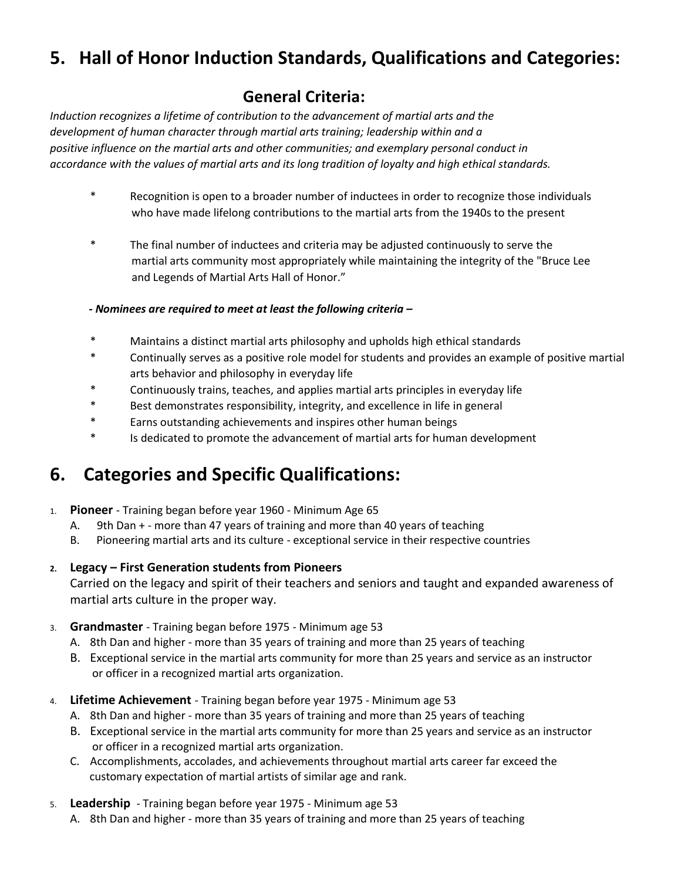## 5. Hall of Honor Induction Standards, Qualifications and Categories:

### General Criteria:

*Induction recognizes a lifetime of contribution to the advancement of martial arts and the development of human character through martial arts training; leadership within and a positive influence on the martial arts and other communities; and exemplary personal conduct in accordance with the values of martial arts and its long tradition of loyalty and high ethical standards.*

- Recognition is open to a broader number of inductees in order to recognize those individuals who have made lifelong contributions to the martial arts from the 1940s to the present

- The final number of inductees and criteria may be adjusted continuously to serve the martial arts community most appropriately while maintaining the integrity of the "Bruce Lee and Legends of Martial Arts Hall of Honor."

***- Nominees are required to meet at least the following criteria –***

- Maintains a distinct martial arts philosophy and upholds high ethical standards
- Continually serves as a positive role model for students and provides an example of positive martial arts behavior and philosophy in everyday life
- Continuously trains, teaches, and applies martial arts principles in everyday life
- Best demonstrates responsibility, integrity, and excellence in life in general
- Earns outstanding achievements and inspires other human beings
- Is dedicated to promote the advancement of martial arts for human development

## 6. Categories and Specific Qualifications:

1. **Pioneer** - Training began before year 1960 - Minimum Age 65
   A. 9th Dan + - more than 47 years of training and more than 40 years of teaching
   B. Pioneering martial arts and its culture - exceptional service in their respective countries

2. **Legacy – First Generation students from Pioneers**
   Carried on the legacy and spirit of their teachers and seniors and taught and expanded awareness of martial arts culture in the proper way.

3. **Grandmaster** - Training began before 1975 - Minimum age 53
   A. 8th Dan and higher - more than 35 years of training and more than 25 years of teaching
   B. Exceptional service in the martial arts community for more than 25 years and service as an instructor or officer in a recognized martial arts organization.

4. **Lifetime Achievement** - Training began before year 1975 - Minimum age 53
   A. 8th Dan and higher - more than 35 years of training and more than 25 years of teaching
   B. Exceptional service in the martial arts community for more than 25 years and service as an instructor or officer in a recognized martial arts organization.
   C. Accomplishments, accolades, and achievements throughout martial arts career far exceed the customary expectation of martial artists of similar age and rank.

5. **Leadership** - Training began before year 1975 - Minimum age 53
   A. 8th Dan and higher - more than 35 years of training and more than 25 years of teaching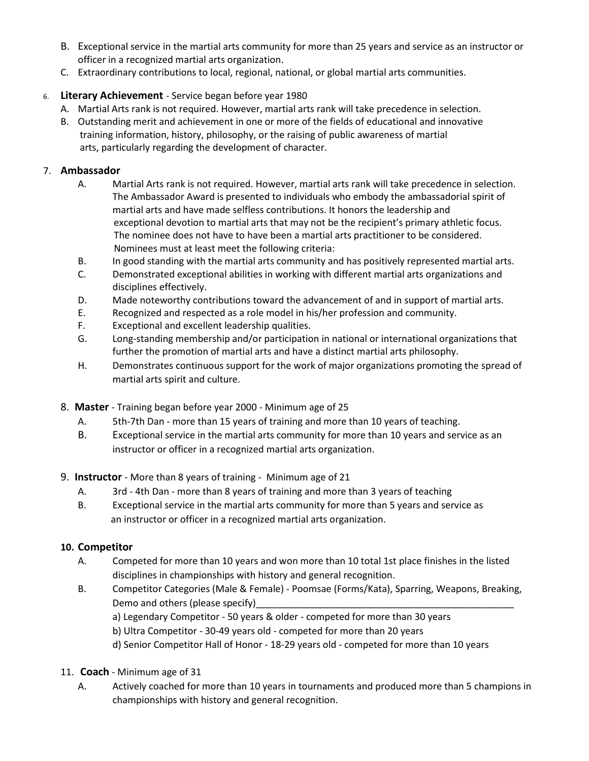B. Exceptional service in the martial arts community for more than 25 years and service as an instructor or officer in a recognized martial arts organization.
C. Extraordinary contributions to local, regional, national, or global martial arts communities.

6. **Literary Achievement** - Service began before year 1980
   A. Martial Arts rank is not required. However, martial arts rank will take precedence in selection.
   B. Outstanding merit and achievement in one or more of the fields of educational and innovative training information, history, philosophy, or the raising of public awareness of martial arts, particularly regarding the development of character.

7. **Ambassador**
   A. Martial Arts rank is not required. However, martial arts rank will take precedence in selection. The Ambassador Award is presented to individuals who embody the ambassadorial spirit of martial arts and have made selfless contributions. It honors the leadership and exceptional devotion to martial arts that may not be the recipient's primary athletic focus. The nominee does not have to have been a martial arts practitioner to be considered. Nominees must at least meet the following criteria:
   B. In good standing with the martial arts community and has positively represented martial arts.
   C. Demonstrated exceptional abilities in working with different martial arts organizations and disciplines effectively.
   D. Made noteworthy contributions toward the advancement of and in support of martial arts.
   E. Recognized and respected as a role model in his/her profession and community.
   F. Exceptional and excellent leadership qualities.
   G. Long-standing membership and/or participation in national or international organizations that further the promotion of martial arts and have a distinct martial arts philosophy.
   H. Demonstrates continuous support for the work of major organizations promoting the spread of martial arts spirit and culture.

8. **Master** - Training began before year 2000 - Minimum age of 25
   A. 5th-7th Dan - more than 15 years of training and more than 10 years of teaching.
   B. Exceptional service in the martial arts community for more than 10 years and service as an instructor or officer in a recognized martial arts organization.

9. **Instructor** - More than 8 years of training - Minimum age of 21
   A. 3rd - 4th Dan - more than 8 years of training and more than 3 years of teaching
   B. Exceptional service in the martial arts community for more than 5 years and service as an instructor or officer in a recognized martial arts organization.

10. **Competitor**
    A. Competed for more than 10 years and won more than 10 total 1st place finishes in the listed disciplines in championships with history and general recognition.
    B. Competitor Categories (Male & Female) - Poomsae (Forms/Kata), Sparring, Weapons, Breaking, Demo and others (please specify)__________________________________________________
       a) Legendary Competitor - 50 years & older - competed for more than 30 years
       b) Ultra Competitor - 30-49 years old - competed for more than 20 years
       d) Senior Competitor Hall of Honor - 18-29 years old - competed for more than 10 years

11. **Coach** - Minimum age of 31
    A. Actively coached for more than 10 years in tournaments and produced more than 5 champions in championships with history and general recognition.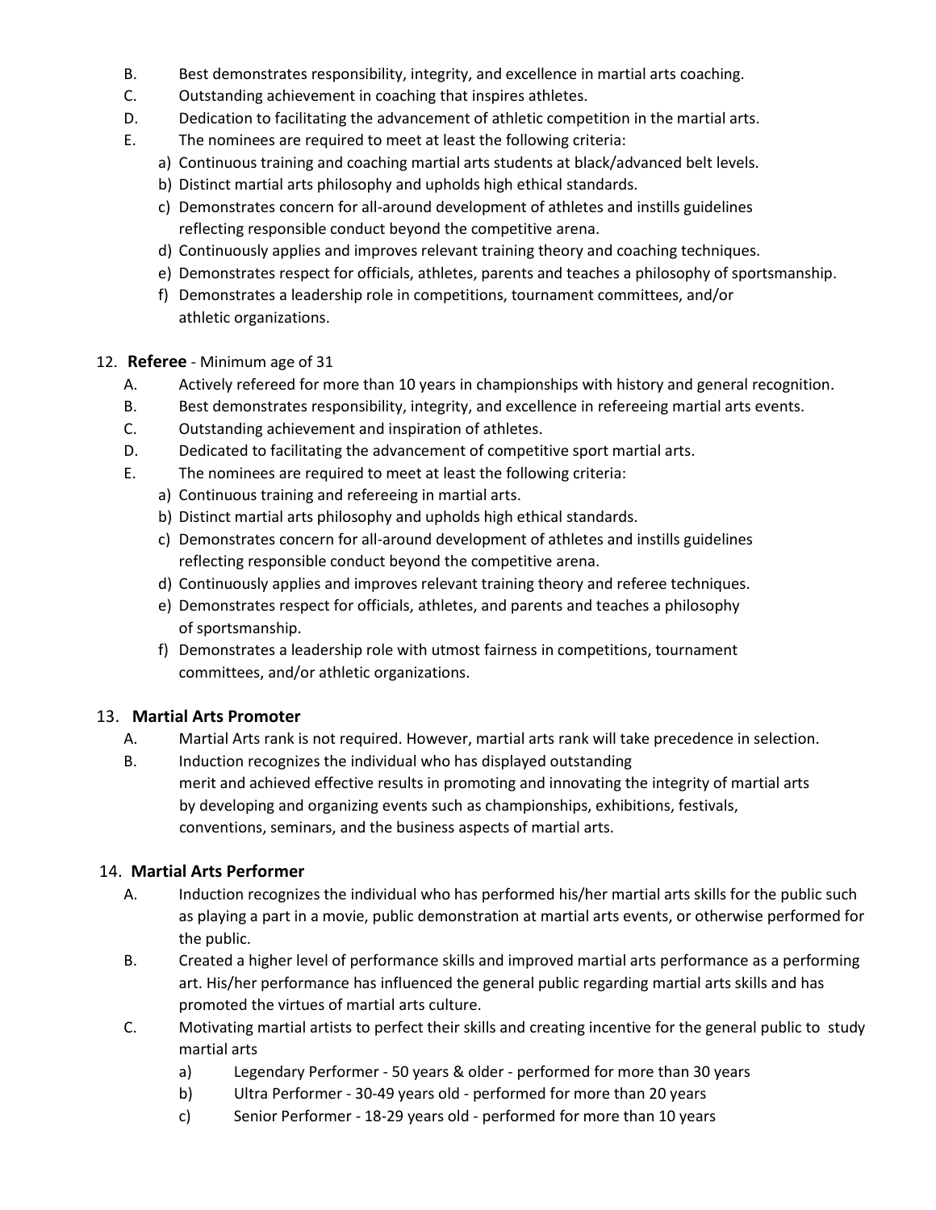B. Best demonstrates responsibility, integrity, and excellence in martial arts coaching.
C. Outstanding achievement in coaching that inspires athletes.
D. Dedication to facilitating the advancement of athletic competition in the martial arts.
E. The nominees are required to meet at least the following criteria:
   a) Continuous training and coaching martial arts students at black/advanced belt levels.
   b) Distinct martial arts philosophy and upholds high ethical standards.
   c) Demonstrates concern for all-around development of athletes and instills guidelines reflecting responsible conduct beyond the competitive arena.
   d) Continuously applies and improves relevant training theory and coaching techniques.
   e) Demonstrates respect for officials, athletes, parents and teaches a philosophy of sportsmanship.
   f) Demonstrates a leadership role in competitions, tournament committees, and/or athletic organizations.

12. **Referee** - Minimum age of 31

A. Actively refereed for more than 10 years in championships with history and general recognition.
B. Best demonstrates responsibility, integrity, and excellence in refereeing martial arts events.
C. Outstanding achievement and inspiration of athletes.
D. Dedicated to facilitating the advancement of competitive sport martial arts.
E. The nominees are required to meet at least the following criteria:
   a) Continuous training and refereeing in martial arts.
   b) Distinct martial arts philosophy and upholds high ethical standards.
   c) Demonstrates concern for all-around development of athletes and instills guidelines reflecting responsible conduct beyond the competitive arena.
   d) Continuously applies and improves relevant training theory and referee techniques.
   e) Demonstrates respect for officials, athletes, and parents and teaches a philosophy of sportsmanship.
   f) Demonstrates a leadership role with utmost fairness in competitions, tournament committees, and/or athletic organizations.

13. **Martial Arts Promoter**

A. Martial Arts rank is not required. However, martial arts rank will take precedence in selection.
B. Induction recognizes the individual who has displayed outstanding merit and achieved effective results in promoting and innovating the integrity of martial arts by developing and organizing events such as championships, exhibitions, festivals, conventions, seminars, and the business aspects of martial arts.

14. **Martial Arts Performer**

A. Induction recognizes the individual who has performed his/her martial arts skills for the public such as playing a part in a movie, public demonstration at martial arts events, or otherwise performed for the public.
B. Created a higher level of performance skills and improved martial arts performance as a performing art. His/her performance has influenced the general public regarding martial arts skills and has promoted the virtues of martial arts culture.
C. Motivating martial artists to perfect their skills and creating incentive for the general public to study martial arts
   a) Legendary Performer - 50 years & older - performed for more than 30 years
   b) Ultra Performer - 30-49 years old - performed for more than 20 years
   c) Senior Performer - 18-29 years old - performed for more than 10 years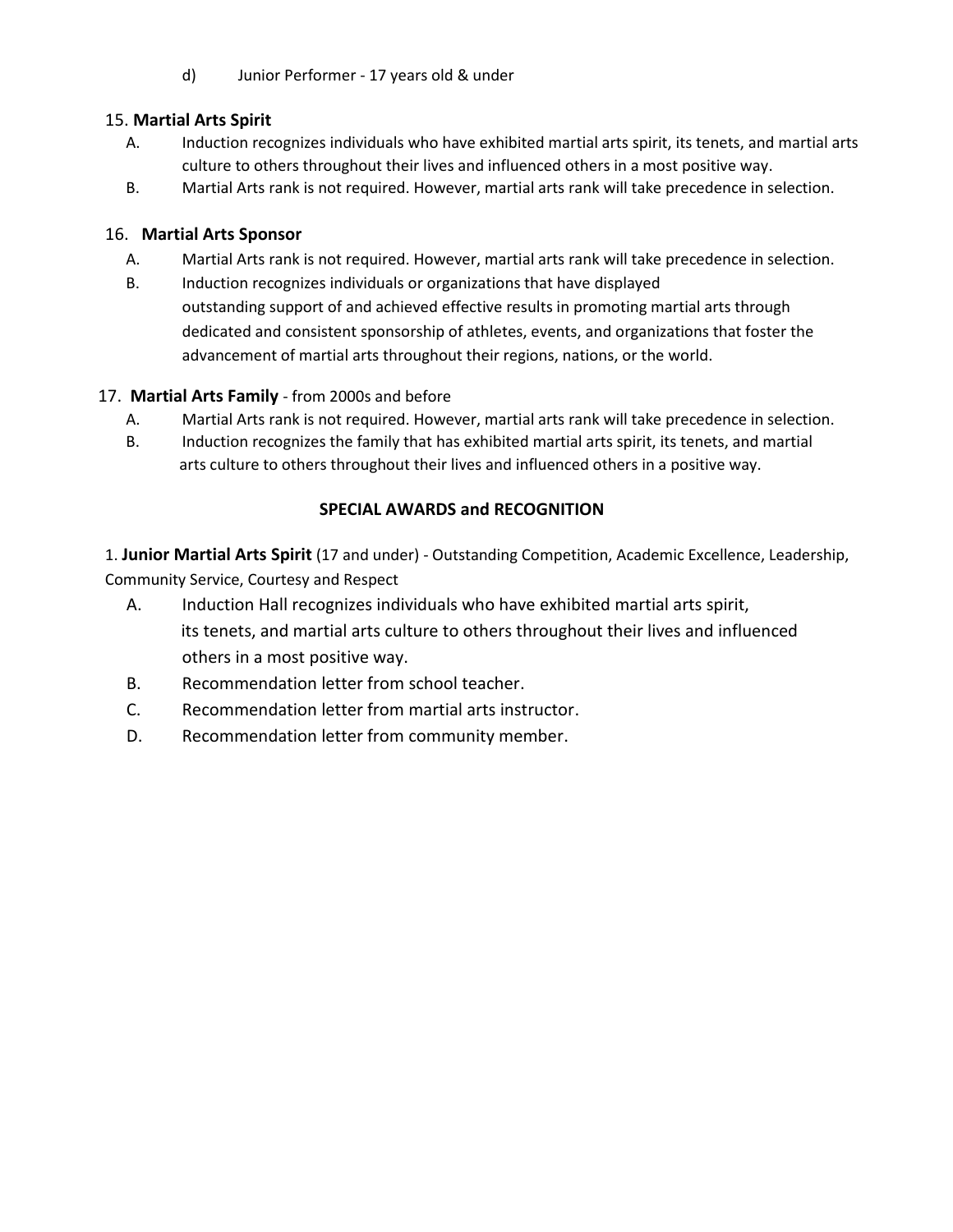d) Junior Performer - 17 years old & under

15. **Martial Arts Spirit**

A. Induction recognizes individuals who have exhibited martial arts spirit, its tenets, and martial arts culture to others throughout their lives and influenced others in a most positive way.

B. Martial Arts rank is not required. However, martial arts rank will take precedence in selection.

16. **Martial Arts Sponsor**

A. Martial Arts rank is not required. However, martial arts rank will take precedence in selection.

B. Induction recognizes individuals or organizations that have displayed outstanding support of and achieved effective results in promoting martial arts through dedicated and consistent sponsorship of athletes, events, and organizations that foster the advancement of martial arts throughout their regions, nations, or the world.

17. **Martial Arts Family** - from 2000s and before

A. Martial Arts rank is not required. However, martial arts rank will take precedence in selection.

B. Induction recognizes the family that has exhibited martial arts spirit, its tenets, and martial arts culture to others throughout their lives and influenced others in a positive way.

## SPECIAL AWARDS and RECOGNITION

1. **Junior Martial Arts Spirit** (17 and under) - Outstanding Competition, Academic Excellence, Leadership, Community Service, Courtesy and Respect

A. Induction Hall recognizes individuals who have exhibited martial arts spirit, its tenets, and martial arts culture to others throughout their lives and influenced others in a most positive way.

B. Recommendation letter from school teacher.

C. Recommendation letter from martial arts instructor.

D. Recommendation letter from community member.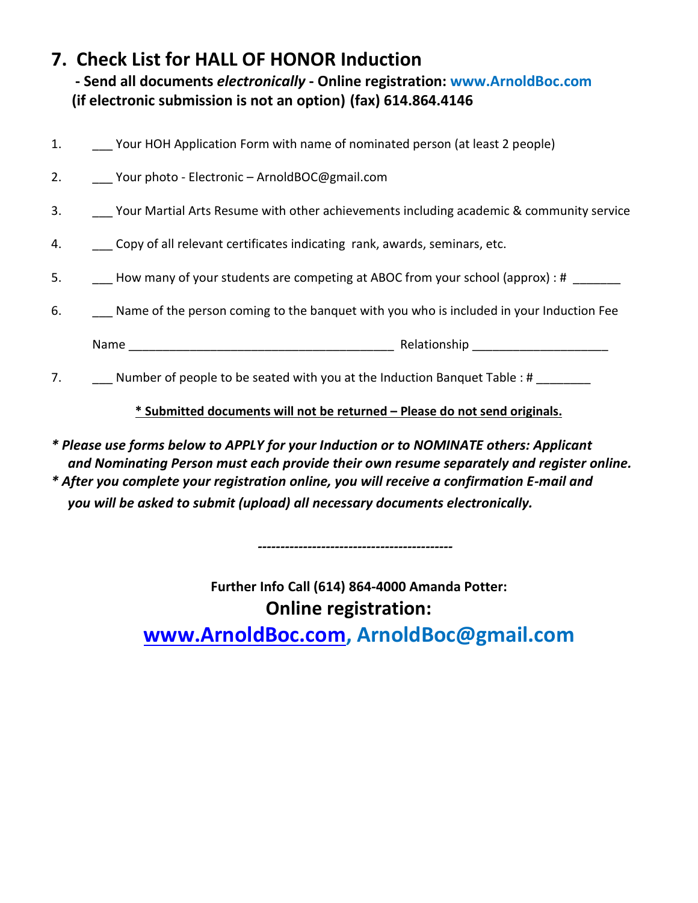## 7. Check List for HALL OF HONOR Induction

**- Send all documents *electronically* - Online registration: www.ArnoldBoc.com**
**(if electronic submission is not an option) (fax) 614.864.4146**

1. ___ Your HOH Application Form with name of nominated person (at least 2 people)
2. ___ Your photo - Electronic – ArnoldBOC@gmail.com
3. ___ Your Martial Arts Resume with other achievements including academic & community service
4. ___ Copy of all relevant certificates indicating rank, awards, seminars, etc.
5. ___ How many of your students are competing at ABOC from your school (approx) : # _______
6. ___ Name of the person coming to the banquet with you who is included in your Induction Fee

   Name ______________________________________ Relationship ___________________

7. ___ Number of people to be seated with you at the Induction Banquet Table : # ________

**<u>* Submitted documents will not be returned – Please do not send originals.</u>**

***\* Please use forms below to APPLY for your Induction or to NOMINATE others: Applicant and Nominating Person must each provide their own resume separately and register online.***

***\* After you complete your registration online, you will receive a confirmation E-mail and you will be asked to submit (upload) all necessary documents electronically.***

-------------------------------------------

**Further Info Call (614) 864-4000 Amanda Potter:**

**Online registration:**

**www.ArnoldBoc.com, ArnoldBoc@gmail.com**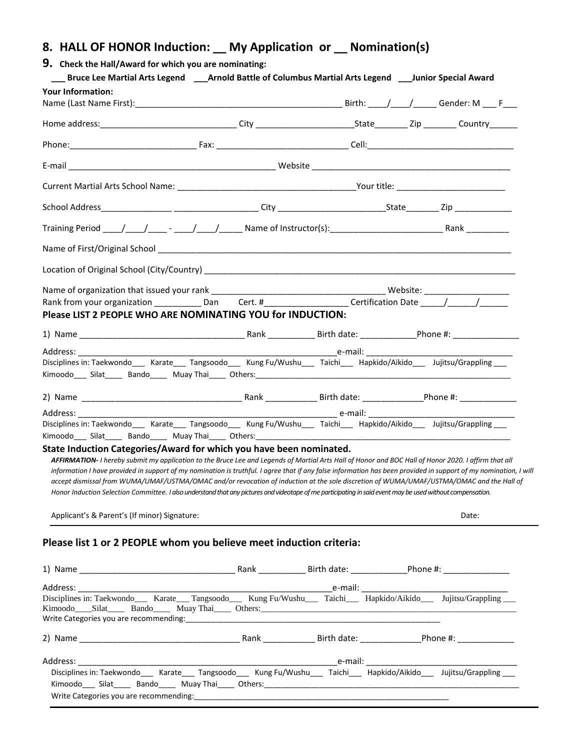## 8. HALL OF HONOR Induction: __ My Application or __ Nomination(s)

## 9. Check the Hall/Award for which you are nominating:

___ **Bruce Lee Martial Arts Legend** ___**Arnold Battle of Columbus Martial Arts Legend** ___**Junior Special Award**

**Your Information:**

Name (Last Name First):____________________________________________ Birth: ____/____/_____ Gender: M ___ F___

Home address:_____________________________ City _____________________State_______ Zip _______ Country______

Phone:__________________________ Fax: ___________________________ Cell:______________________________

E-mail ____________________________________________ Website ___________________________________________

Current Martial Arts School Name: ______________________________________Your title: ______________________

School Address_______________ _________________ City ______________________State_______ Zip ____________

Training Period ____/____/____ - ____/____/_____ Name of Instructor(s):_______________________ Rank _________

Name of First/Original School ______________________________________________________________________________

Location of Original School (City/Country) _____________________________________________________________________

Name of organization that issued your rank ____________________________________ Website: __________________

Rank from your organization __________ Dan Cert. #_________________ Certification Date _____/______/______

**Please LIST 2 PEOPLE WHO ARE NOMINATING YOU for INDUCTION:**

1) Name ___________________________________ Rank __________ Birth date: ____________Phone #: ______________

Address: ___________________________________________________________e-mail: _______________________________

Disciplines in: Taekwondo___ Karate___ Tangsoodo___ Kung Fu/Wushu___ Taichi___ Hapkido/Aikido___ Jujitsu/Grappling ___

Kimoodo___ Silat____ Bando____ Muay Thai____ Others:_______________________________________________________________

2) Name __________________________________ Rank ___________ Birth date: _____________Phone #: ____________

Address: ____________________________________________________________ e-mail: ______________________________

Disciplines in: Taekwondo___ Karate___ Tangsoodo___ Kung Fu/Wushu___ Taichi___ Hapkido/Aikido___ Jujitsu/Grappling ___

Kimoodo___ Silat____ Bando____ Muay Thai____ Others:_______________________________________________________________

**State Induction Categories/Award for which you have been nominated.**

***AFFIRMATION-*** *I hereby submit my application to the Bruce Lee and Legends of Martial Arts Hall of Honor and BOC Hall of Honor 2020. I affirm that all information I have provided in support of my nomination is truthful. I agree that if any false information has been provided in support of my nomination, I will accept dismissal from WUMA/UMAF/USTMA/OMAC and/or revocation of induction at the sole discretion of WUMA/UMAF/USTMA/OMAC and the Hall of Honor Induction Selection Committee. I also understand that any pictures and videotape of me participating in said event may be used without compensation.*

Applicant's & Parent's (If minor) Signature: Date:

---

### Please list 1 or 2 PEOPLE whom you believe meet induction criteria:

1) Name ________________________________ Rank __________ Birth date: ____________Phone #: ______________

Address: ___________________________________________________________e-mail: _______________________________

Disciplines in: Taekwondo___ Karate___ Tangsoodo___ Kung Fu/Wushu___ Taichi___ Hapkido/Aikido___ Jujitsu/Grappling ___

Kimoodo____Silat____ Bando____ Muay Thai____ Others:_______________________________________________________________

Write Categories you are recommending:_____________________________________________________________

2) Name __________________________________ Rank ___________ Birth date: _____________Phone #: ____________

Address: ___________________________________________________________e-mail: _______________________________

Disciplines in: Taekwondo___ Karate___ Tangsoodo___ Kung Fu/Wushu___ Taichi___ Hapkido/Aikido___ Jujitsu/Grappling ___

Kimoodo___ Silat____ Bando____ Muay Thai____ Others:_______________________________________________________________

Write Categories you are recommending:_____________________________________________________________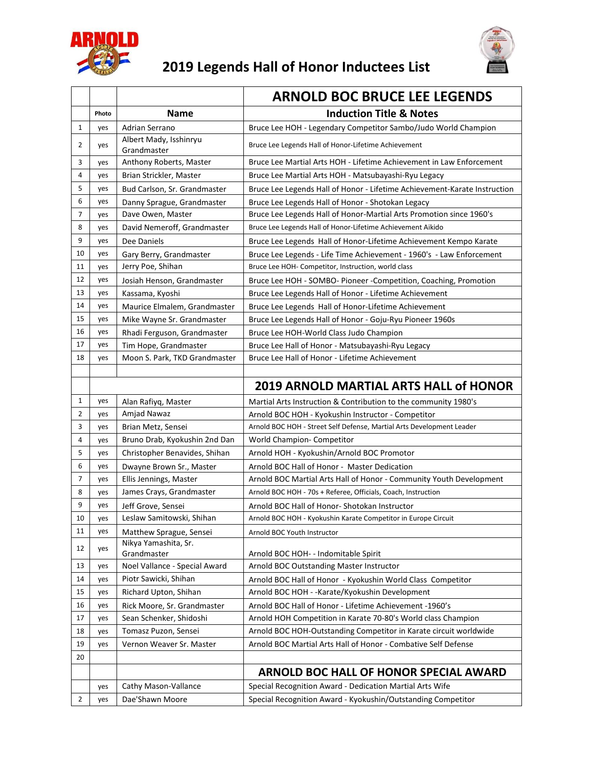# 2019 Legends Hall of Honor Inductees List

| | | | ARNOLD BOC BRUCE LEE LEGENDS |
|---|---|---|---|
| | Photo | Name | Induction Title & Notes |
| 1 | yes | Adrian Serrano | Bruce Lee HOH - Legendary Competitor Sambo/Judo World Champion |
| 2 | yes | Albert Mady, Isshinryu Grandmaster | Bruce Lee Legends Hall of Honor-Lifetime Achievement |
| 3 | yes | Anthony Roberts, Master | Bruce Lee Martial Arts HOH - Lifetime Achievement in Law Enforcement |
| 4 | yes | Brian Strickler, Master | Bruce Lee Martial Arts HOH - Matsubayashi-Ryu Legacy |
| 5 | yes | Bud Carlson, Sr. Grandmaster | Bruce Lee Legends Hall of Honor - Lifetime Achievement-Karate Instruction |
| 6 | yes | Danny Sprague, Grandmaster | Bruce Lee Legends Hall of Honor - Shotokan Legacy |
| 7 | yes | Dave Owen, Master | Bruce Lee Legends Hall of Honor-Martial Arts Promotion since 1960's |
| 8 | yes | David Nemeroff, Grandmaster | Bruce Lee Legends Hall of Honor-Lifetime Achievement Aikido |
| 9 | yes | Dee Daniels | Bruce Lee Legends Hall of Honor-Lifetime Achievement Kempo Karate |
| 10 | yes | Gary Berry, Grandmaster | Bruce Lee Legends - Life Time Achievement - 1960's - Law Enforcement |
| 11 | yes | Jerry Poe, Shihan | Bruce Lee HOH- Competitor, Instruction, world class |
| 12 | yes | Josiah Henson, Grandmaster | Bruce Lee HOH - SOMBO- Pioneer -Competition, Coaching, Promotion |
| 13 | yes | Kassama, Kyoshi | Bruce Lee Legends Hall of Honor - Lifetime Achievement |
| 14 | yes | Maurice Elmalem, Grandmaster | Bruce Lee Legends Hall of Honor-Lifetime Achievement |
| 15 | yes | Mike Wayne Sr. Grandmaster | Bruce Lee Legends Hall of Honor - Goju-Ryu Pioneer 1960s |
| 16 | yes | Rhadi Ferguson, Grandmaster | Bruce Lee HOH-World Class Judo Champion |
| 17 | yes | Tim Hope, Grandmaster | Bruce Lee Hall of Honor - Matsubayashi-Ryu Legacy |
| 18 | yes | Moon S. Park, TKD Grandmaster | Bruce Lee Hall of Honor - Lifetime Achievement |
| | | | |
| | | | **2019 ARNOLD MARTIAL ARTS HALL of HONOR** |
| 1 | yes | Alan Rafiyq, Master | Martial Arts Instruction & Contribution to the community 1980's |
| 2 | yes | Amjad Nawaz | Arnold BOC HOH - Kyokushin Instructor - Competitor |
| 3 | yes | Brian Metz, Sensei | Arnold BOC HOH - Street Self Defense, Martial Arts Development Leader |
| 4 | yes | Bruno Drab, Kyokushin 2nd Dan | World Champion- Competitor |
| 5 | yes | Christopher Benavides, Shihan | Arnold HOH - Kyokushin/Arnold BOC Promotor |
| 6 | yes | Dwayne Brown Sr., Master | Arnold BOC Hall of Honor - Master Dedication |
| 7 | yes | Ellis Jennings, Master | Arnold BOC Martial Arts Hall of Honor - Community Youth Development |
| 8 | yes | James Crays, Grandmaster | Arnold BOC HOH - 70s + Referee, Officials, Coach, Instruction |
| 9 | yes | Jeff Grove, Sensei | Arnold BOC Hall of Honor- Shotokan Instructor |
| 10 | yes | Leslaw Samitowski, Shihan | Arnold BOC HOH - Kyokushin Karate Competitor in Europe Circuit |
| 11 | yes | Matthew Sprague, Sensei | Arnold BOC Youth Instructor |
| 12 | yes | Nikya Yamashita, Sr. Grandmaster | Arnold BOC HOH- - Indomitable Spirit |
| 13 | yes | Noel Vallance - Special Award | Arnold BOC Outstanding Master Instructor |
| 14 | yes | Piotr Sawicki, Shihan | Arnold BOC Hall of Honor - Kyokushin World Class Competitor |
| 15 | yes | Richard Upton, Shihan | Arnold BOC HOH - -Karate/Kyokushin Development |
| 16 | yes | Rick Moore, Sr. Grandmaster | Arnold BOC Hall of Honor - Lifetime Achievement -1960's |
| 17 | yes | Sean Schenker, Shidoshi | Arnold HOH Competition in Karate 70-80's World class Champion |
| 18 | yes | Tomasz Puzon, Sensei | Arnold BOC HOH-Outstanding Competitor in Karate circuit worldwide |
| 19 | yes | Vernon Weaver Sr. Master | Arnold BOC Martial Arts Hall of Honor - Combative Self Defense |
| 20 | | | |
| | | | **ARNOLD BOC HALL OF HONOR SPECIAL AWARD** |
| | yes | Cathy Mason-Vallance | Special Recognition Award - Dedication Martial Arts Wife |
| 2 | yes | Dae'Shawn Moore | Special Recognition Award - Kyokushin/Outstanding Competitor |